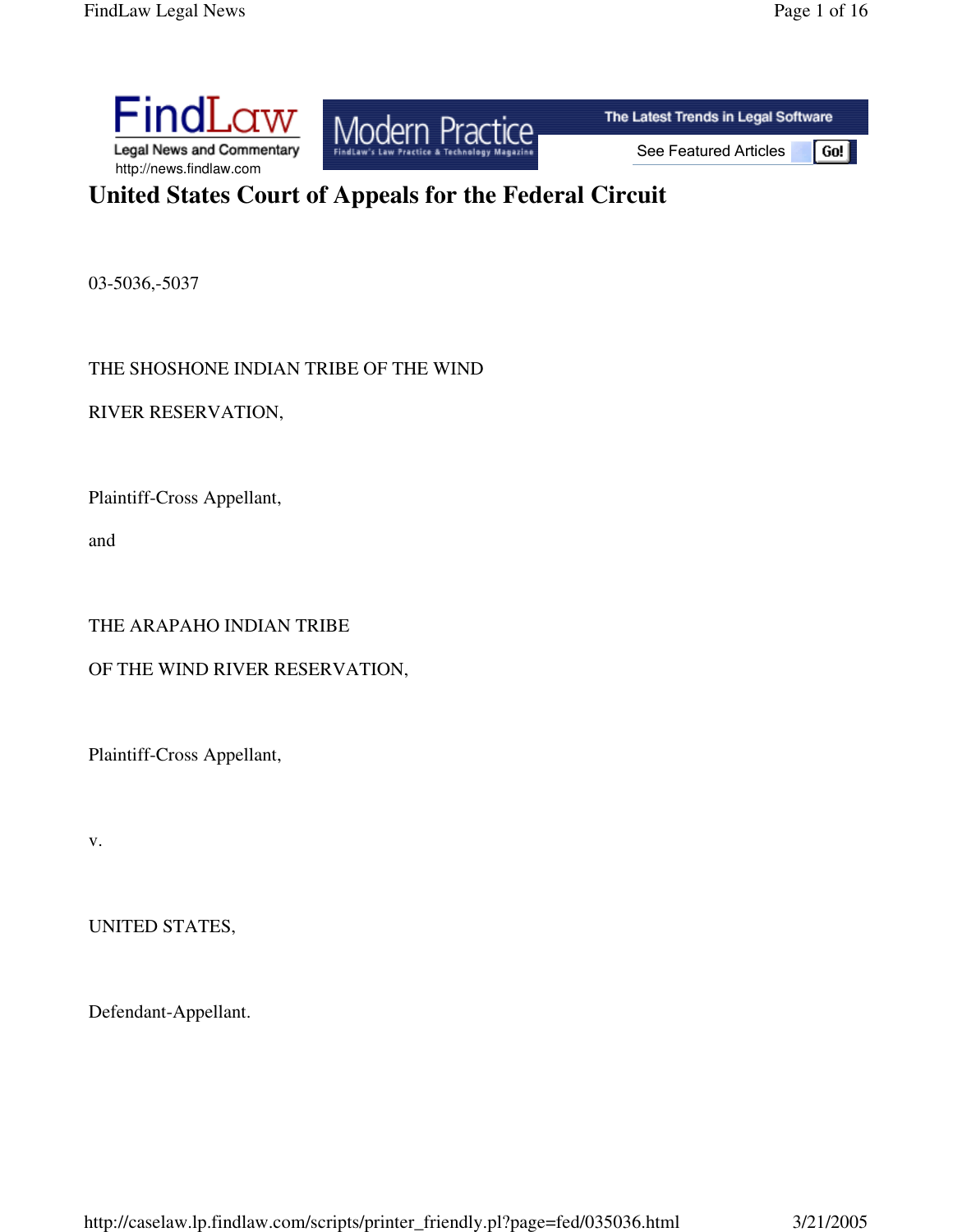# United States Court of Appeals for the Federal Circuit

03-5036,-5037

THE SHOSHONE INDIAN TRIBE OF THE WIND

RIVER RESERVATION,

Plaintiff-Cross Appellant,

and

THE ARAPAHO INDIAN TRIBE

OF THE WIND RIVER RESERVATION,

Plaintiff-Cross Appellant,

v.

UNITED STATES,

Defendant-Appellant.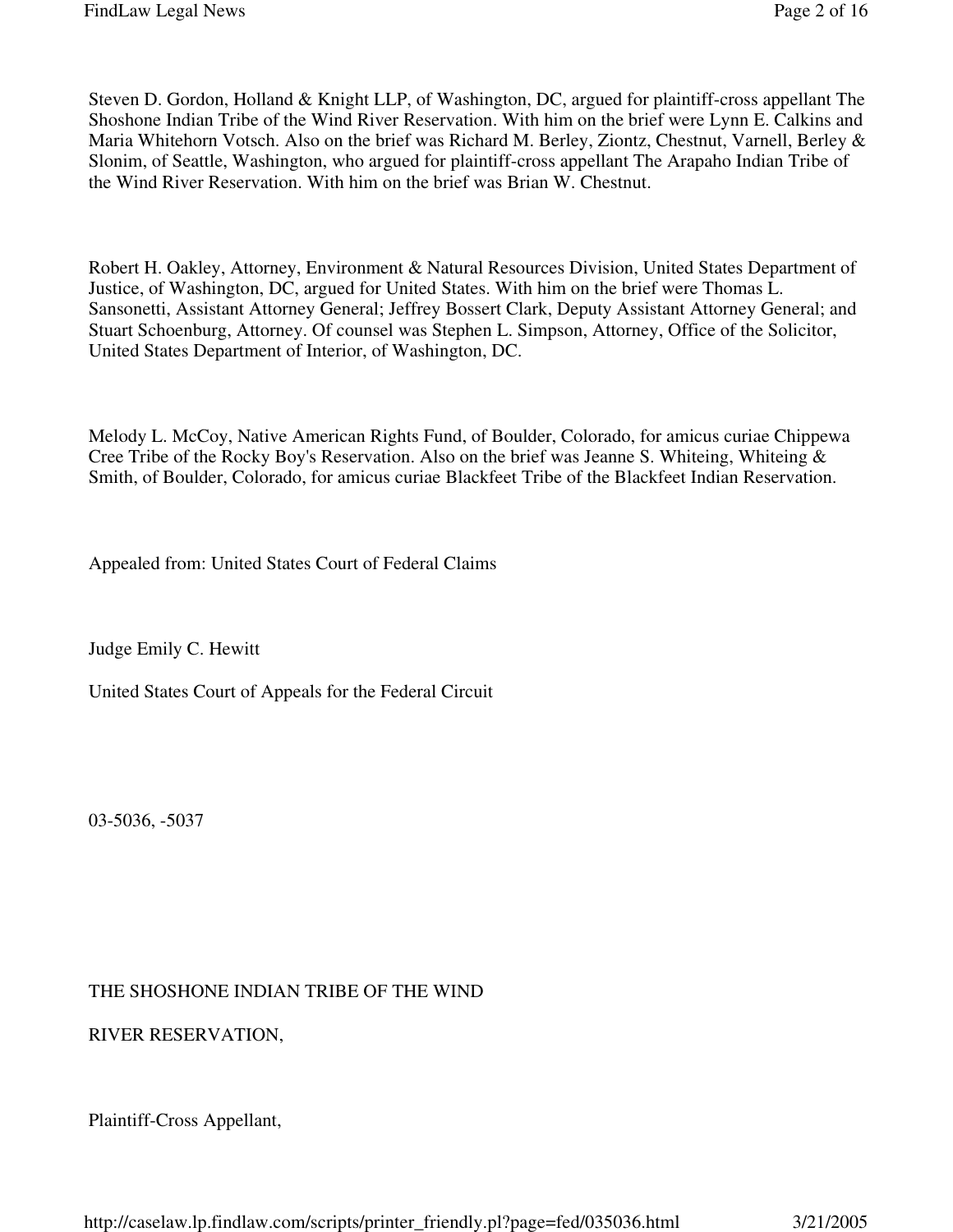Steven D. Gordon, Holland & Knight LLP, of Washington, DC, argued for plaintiff-cross appellant The Shoshone Indian Tribe of the Wind River Reservation. With him on the brief were Lynn E. Calkins and Maria Whitehorn Votsch. Also on the brief was Richard M. Berley, Ziontz, Chestnut, Varnell, Berley & Slonim, of Seattle, Washington, who argued for plaintiff-cross appellant The Arapaho Indian Tribe of the Wind River Reservation. With him on the brief was Brian W. Chestnut.

Robert H. Oakley, Attorney, Environment & Natural Resources Division, United States Department of Justice, of Washington, DC, argued for United States. With him on the brief were Thomas L. Sansonetti, Assistant Attorney General; Jeffrey Bossert Clark, Deputy Assistant Attorney General; and Stuart Schoenburg, Attorney. Of counsel was Stephen L. Simpson, Attorney, Office of the Solicitor, United States Department of Interior, of Washington, DC.

Melody L. McCoy, Native American Rights Fund, of Boulder, Colorado, for amicus curiae Chippewa Cree Tribe of the Rocky Boy's Reservation. Also on the brief was Jeanne S. Whiteing, Whiteing & Smith, of Boulder, Colorado, for amicus curiae Blackfeet Tribe of the Blackfeet Indian Reservation.

Appealed from: United States Court of Federal Claims

Judge Emily C. Hewitt

United States Court of Appeals for the Federal Circuit

03-5036, -5037

THE SHOSHONE INDIAN TRIBE OF THE WIND

RIVER RESERVATION,

Plaintiff-Cross Appellant,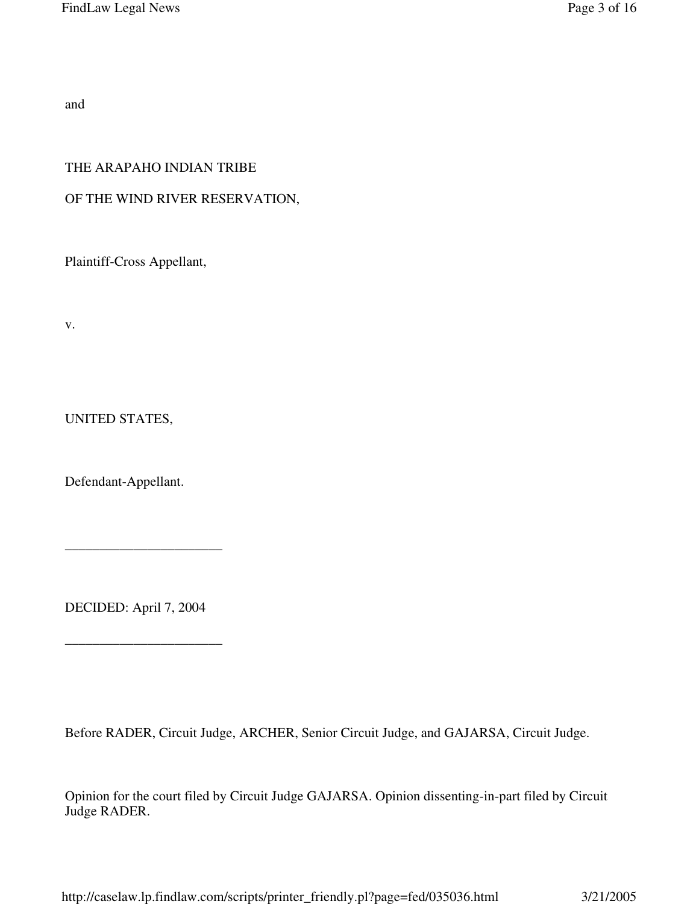and

THE ARAPAHO INDIAN TRIBE

OF THE WIND RIVER RESERVATION,

Plaintiff-Cross Appellant,

v.

UNITED STATES,

Defendant-Appellant.

\_\_\_\_\_\_\_\_\_\_\_\_\_\_\_\_\_\_\_\_\_\_\_

DECIDED: April 7, 2004

\_\_\_\_\_\_\_\_\_\_\_\_\_\_\_\_\_\_\_\_\_\_\_

Before RADER, Circuit Judge, ARCHER, Senior Circuit Judge, and GAJARSA, Circuit Judge.

Opinion for the court filed by Circuit Judge GAJARSA. Opinion dissenting-in-part filed by Circuit Judge RADER.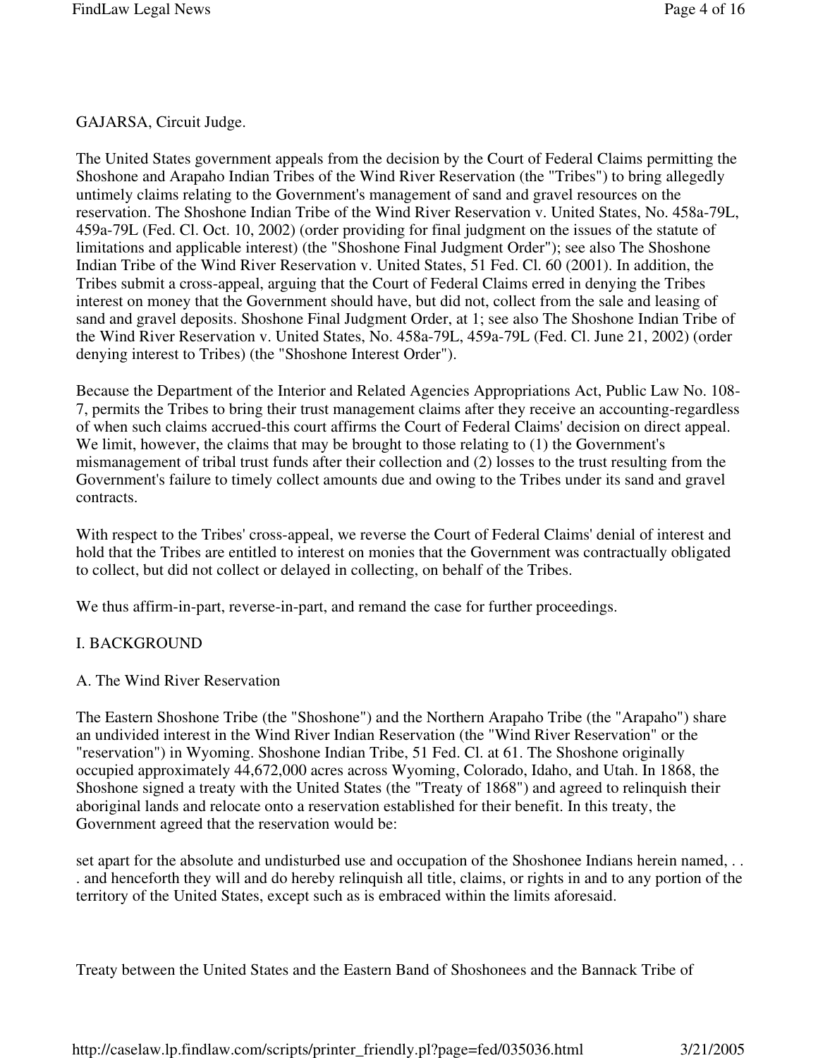GAJARSA, Circuit Judge.

The United States government appeals from the decision by the Court of Federal Claims permitting the Shoshone and Arapaho Indian Tribes of the Wind River Reservation (the "Tribes") to bring allegedly untimely claims relating to the Government's management of sand and gravel resources on the reservation. The Shoshone Indian Tribe of the Wind River Reservation v. United States, No. 458a-79L, 459a-79L (Fed. Cl. Oct. 10, 2002) (order providing for final judgment on the issues of the statute of limitations and applicable interest) (the "Shoshone Final Judgment Order"); see also The Shoshone Indian Tribe of the Wind River Reservation v. United States, 51 Fed. Cl. 60 (2001). In addition, the Tribes submit a cross-appeal, arguing that the Court of Federal Claims erred in denying the Tribes interest on money that the Government should have, but did not, collect from the sale and leasing of sand and gravel deposits. Shoshone Final Judgment Order, at 1; see also The Shoshone Indian Tribe of the Wind River Reservation v. United States, No. 458a-79L, 459a-79L (Fed. Cl. June 21, 2002) (order denying interest to Tribes) (the "Shoshone Interest Order").

Because the Department of the Interior and Related Agencies Appropriations Act, Public Law No. 108-7, permits the Tribes to bring their trust management claims after they receive an accounting-regardless of when such claims accrued-this court affirms the Court of Federal Claims' decision on direct appeal. We limit, however, the claims that may be brought to those relating to (1) the Government's mismanagement of tribal trust funds after their collection and (2) losses to the trust resulting from the Government's failure to timely collect amounts due and owing to the Tribes under its sand and gravel contracts.

With respect to the Tribes' cross-appeal, we reverse the Court of Federal Claims' denial of interest and hold that the Tribes are entitled to interest on monies that the Government was contractually obligated to collect, but did not collect or delayed in collecting, on behalf of the Tribes.

We thus affirm-in-part, reverse-in-part, and remand the case for further proceedings.

## I. BACKGROUND

### A. The Wind River Reservation

The Eastern Shoshone Tribe (the "Shoshone") and the Northern Arapaho Tribe (the "Arapaho") share an undivided interest in the Wind River Indian Reservation (the "Wind River Reservation" or the "reservation") in Wyoming. Shoshone Indian Tribe, 51 Fed. Cl. at 61. The Shoshone originally occupied approximately 44,672,000 acres across Wyoming, Colorado, Idaho, and Utah. In 1868, the Shoshone signed a treaty with the United States (the "Treaty of 1868") and agreed to relinquish their aboriginal lands and relocate onto a reservation established for their benefit. In this treaty, the Government agreed that the reservation would be:

> set apart for the absolute and undisturbed use and occupation of the Shoshonee Indians herein named, . . . and henceforth they will and do hereby relinquish all title, claims, or rights in and to any portion of the territory of the United States, except such as is embraced within the limits aforesaid.

Treaty between the United States and the Eastern Band of Shoshonees and the Bannack Tribe of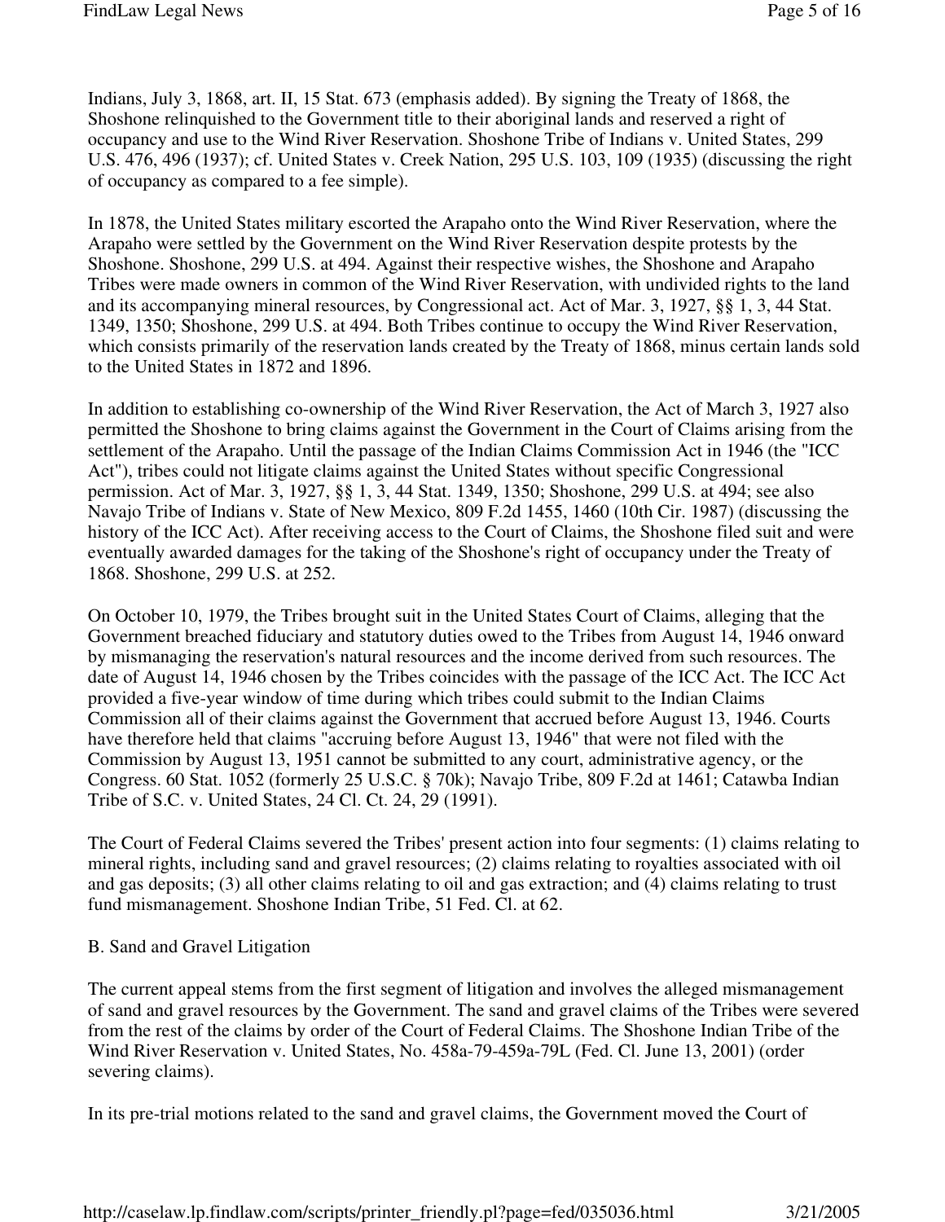Indians, July 3, 1868, art. II, 15 Stat. 673 (emphasis added). By signing the Treaty of 1868, the Shoshone relinquished to the Government title to their aboriginal lands and reserved a right of occupancy and use to the Wind River Reservation. Shoshone Tribe of Indians v. United States, 299 U.S. 476, 496 (1937); cf. United States v. Creek Nation, 295 U.S. 103, 109 (1935) (discussing the right of occupancy as compared to a fee simple).

In 1878, the United States military escorted the Arapaho onto the Wind River Reservation, where the Arapaho were settled by the Government on the Wind River Reservation despite protests by the Shoshone. Shoshone, 299 U.S. at 494. Against their respective wishes, the Shoshone and Arapaho Tribes were made owners in common of the Wind River Reservation, with undivided rights to the land and its accompanying mineral resources, by Congressional act. Act of Mar. 3, 1927, §§ 1, 3, 44 Stat. 1349, 1350; Shoshone, 299 U.S. at 494. Both Tribes continue to occupy the Wind River Reservation, which consists primarily of the reservation lands created by the Treaty of 1868, minus certain lands sold to the United States in 1872 and 1896.

In addition to establishing co-ownership of the Wind River Reservation, the Act of March 3, 1927 also permitted the Shoshone to bring claims against the Government in the Court of Claims arising from the settlement of the Arapaho. Until the passage of the Indian Claims Commission Act in 1946 (the "ICC Act"), tribes could not litigate claims against the United States without specific Congressional permission. Act of Mar. 3, 1927, §§ 1, 3, 44 Stat. 1349, 1350; Shoshone, 299 U.S. at 494; see also Navajo Tribe of Indians v. State of New Mexico, 809 F.2d 1455, 1460 (10th Cir. 1987) (discussing the history of the ICC Act). After receiving access to the Court of Claims, the Shoshone filed suit and were eventually awarded damages for the taking of the Shoshone's right of occupancy under the Treaty of 1868. Shoshone, 299 U.S. at 252.

On October 10, 1979, the Tribes brought suit in the United States Court of Claims, alleging that the Government breached fiduciary and statutory duties owed to the Tribes from August 14, 1946 onward by mismanaging the reservation's natural resources and the income derived from such resources. The date of August 14, 1946 chosen by the Tribes coincides with the passage of the ICC Act. The ICC Act provided a five-year window of time during which tribes could submit to the Indian Claims Commission all of their claims against the Government that accrued before August 13, 1946. Courts have therefore held that claims "accruing before August 13, 1946" that were not filed with the Commission by August 13, 1951 cannot be submitted to any court, administrative agency, or the Congress. 60 Stat. 1052 (formerly 25 U.S.C. § 70k); Navajo Tribe, 809 F.2d at 1461; Catawba Indian Tribe of S.C. v. United States, 24 Cl. Ct. 24, 29 (1991).

The Court of Federal Claims severed the Tribes' present action into four segments: (1) claims relating to mineral rights, including sand and gravel resources; (2) claims relating to royalties associated with oil and gas deposits; (3) all other claims relating to oil and gas extraction; and (4) claims relating to trust fund mismanagement. Shoshone Indian Tribe, 51 Fed. Cl. at 62.

B. Sand and Gravel Litigation

The current appeal stems from the first segment of litigation and involves the alleged mismanagement of sand and gravel resources by the Government. The sand and gravel claims of the Tribes were severed from the rest of the claims by order of the Court of Federal Claims. The Shoshone Indian Tribe of the Wind River Reservation v. United States, No. 458a-79-459a-79L (Fed. Cl. June 13, 2001) (order severing claims).

In its pre-trial motions related to the sand and gravel claims, the Government moved the Court of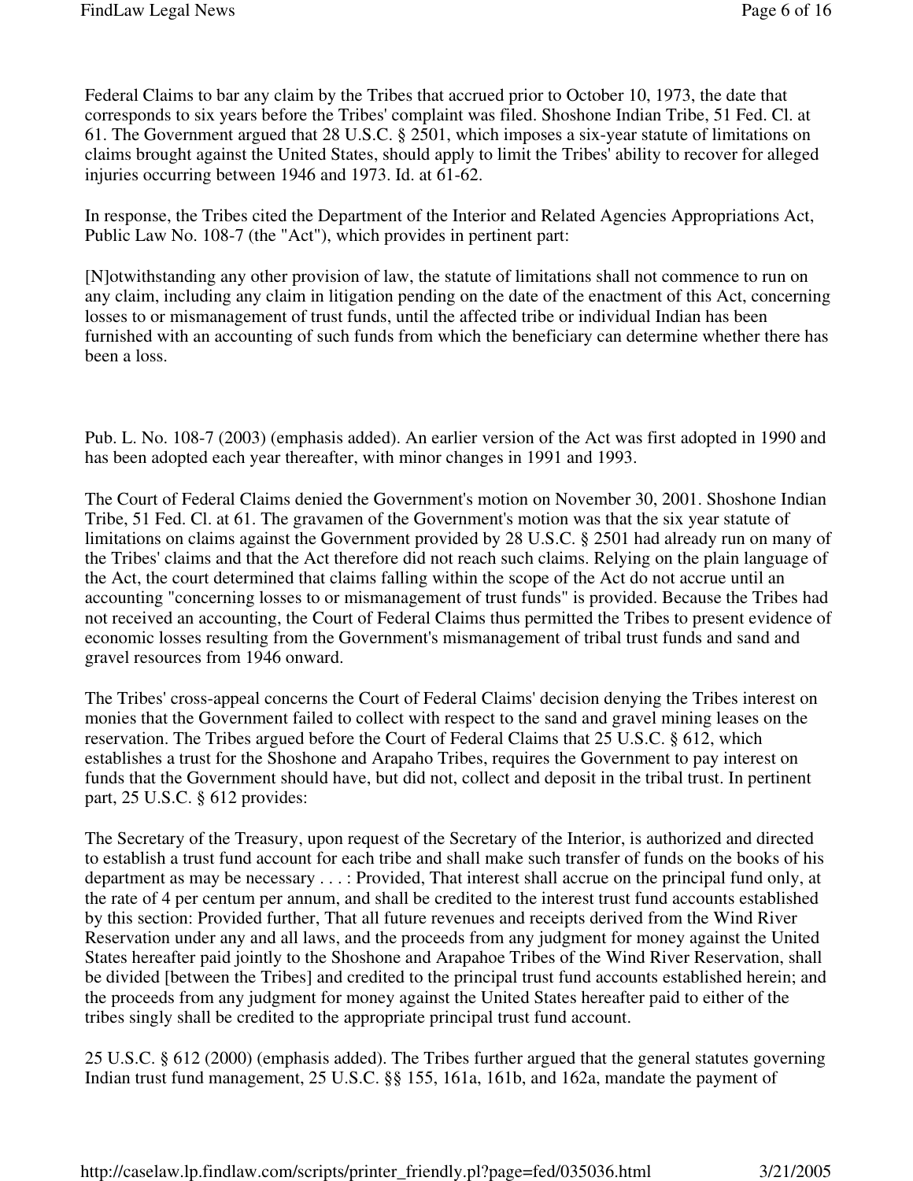Federal Claims to bar any claim by the Tribes that accrued prior to October 10, 1973, the date that corresponds to six years before the Tribes' complaint was filed. Shoshone Indian Tribe, 51 Fed. Cl. at 61. The Government argued that 28 U.S.C. § 2501, which imposes a six-year statute of limitations on claims brought against the United States, should apply to limit the Tribes' ability to recover for alleged injuries occurring between 1946 and 1973. Id. at 61-62.

In response, the Tribes cited the Department of the Interior and Related Agencies Appropriations Act, Public Law No. 108-7 (the "Act"), which provides in pertinent part:

[N]otwithstanding any other provision of law, the statute of limitations shall not commence to run on any claim, including any claim in litigation pending on the date of the enactment of this Act, concerning losses to or mismanagement of trust funds, until the affected tribe or individual Indian has been furnished with an accounting of such funds from which the beneficiary can determine whether there has been a loss.

Pub. L. No. 108-7 (2003) (emphasis added). An earlier version of the Act was first adopted in 1990 and has been adopted each year thereafter, with minor changes in 1991 and 1993.

The Court of Federal Claims denied the Government's motion on November 30, 2001. Shoshone Indian Tribe, 51 Fed. Cl. at 61. The gravamen of the Government's motion was that the six year statute of limitations on claims against the Government provided by 28 U.S.C. § 2501 had already run on many of the Tribes' claims and that the Act therefore did not reach such claims. Relying on the plain language of the Act, the court determined that claims falling within the scope of the Act do not accrue until an accounting "concerning losses to or mismanagement of trust funds" is provided. Because the Tribes had not received an accounting, the Court of Federal Claims thus permitted the Tribes to present evidence of economic losses resulting from the Government's mismanagement of tribal trust funds and sand and gravel resources from 1946 onward.

The Tribes' cross-appeal concerns the Court of Federal Claims' decision denying the Tribes interest on monies that the Government failed to collect with respect to the sand and gravel mining leases on the reservation. The Tribes argued before the Court of Federal Claims that 25 U.S.C. § 612, which establishes a trust for the Shoshone and Arapaho Tribes, requires the Government to pay interest on funds that the Government should have, but did not, collect and deposit in the tribal trust. In pertinent part, 25 U.S.C. § 612 provides:

The Secretary of the Treasury, upon request of the Secretary of the Interior, is authorized and directed to establish a trust fund account for each tribe and shall make such transfer of funds on the books of his department as may be necessary . . . : Provided, That interest shall accrue on the principal fund only, at the rate of 4 per centum per annum, and shall be credited to the interest trust fund accounts established by this section: Provided further, That all future revenues and receipts derived from the Wind River Reservation under any and all laws, and the proceeds from any judgment for money against the United States hereafter paid jointly to the Shoshone and Arapahoe Tribes of the Wind River Reservation, shall be divided [between the Tribes] and credited to the principal trust fund accounts established herein; and the proceeds from any judgment for money against the United States hereafter paid to either of the tribes singly shall be credited to the appropriate principal trust fund account.

25 U.S.C. § 612 (2000) (emphasis added). The Tribes further argued that the general statutes governing Indian trust fund management, 25 U.S.C. §§ 155, 161a, 161b, and 162a, mandate the payment of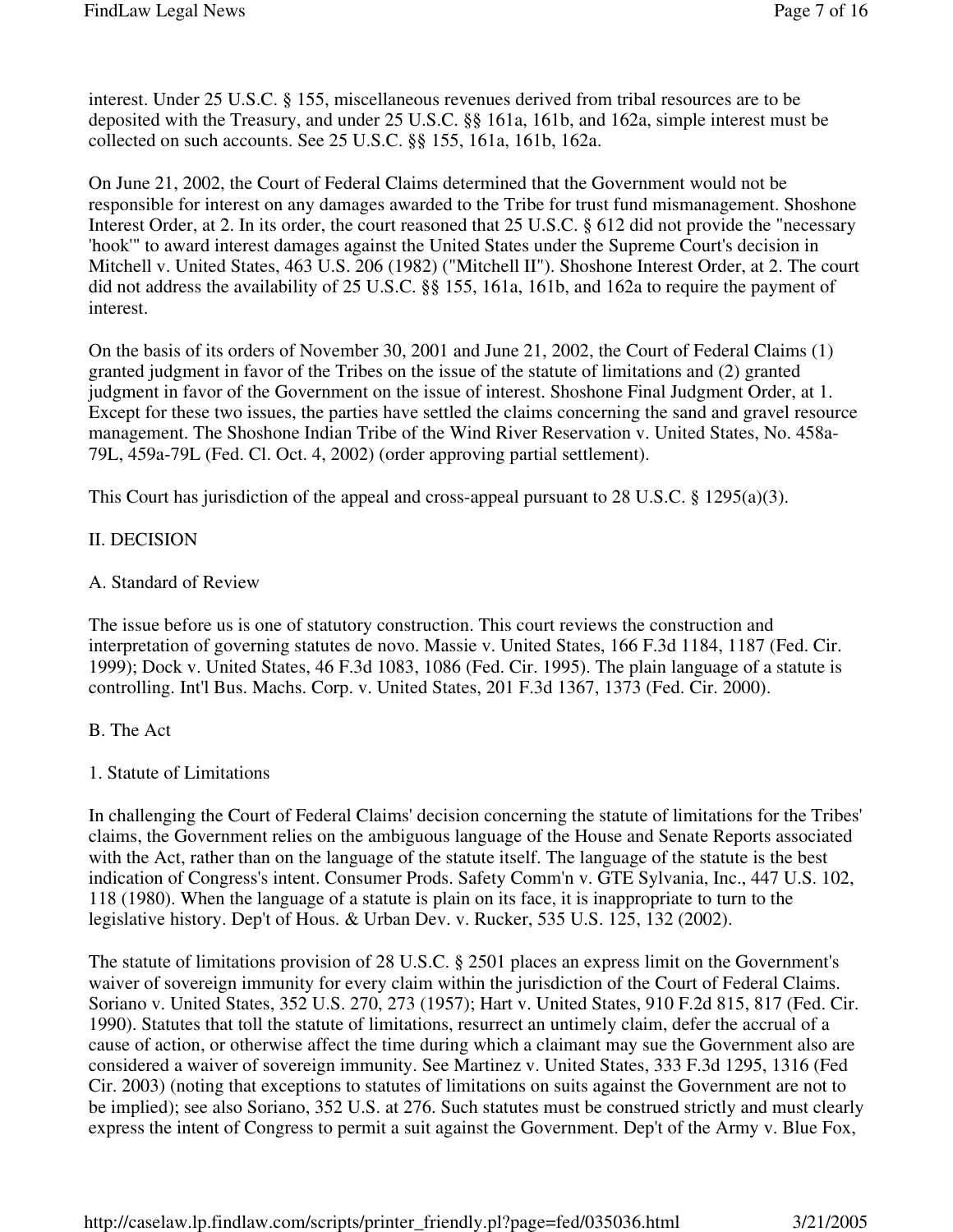interest. Under 25 U.S.C. § 155, miscellaneous revenues derived from tribal resources are to be deposited with the Treasury, and under 25 U.S.C. §§ 161a, 161b, and 162a, simple interest must be collected on such accounts. See 25 U.S.C. §§ 155, 161a, 161b, 162a.

On June 21, 2002, the Court of Federal Claims determined that the Government would not be responsible for interest on any damages awarded to the Tribe for trust fund mismanagement. Shoshone Interest Order, at 2. In its order, the court reasoned that 25 U.S.C. § 612 did not provide the "necessary 'hook'" to award interest damages against the United States under the Supreme Court's decision in Mitchell v. United States, 463 U.S. 206 (1982) ("Mitchell II"). Shoshone Interest Order, at 2. The court did not address the availability of 25 U.S.C. §§ 155, 161a, 161b, and 162a to require the payment of interest.

On the basis of its orders of November 30, 2001 and June 21, 2002, the Court of Federal Claims (1) granted judgment in favor of the Tribes on the issue of the statute of limitations and (2) granted judgment in favor of the Government on the issue of interest. Shoshone Final Judgment Order, at 1. Except for these two issues, the parties have settled the claims concerning the sand and gravel resource management. The Shoshone Indian Tribe of the Wind River Reservation v. United States, No. 458a-79L, 459a-79L (Fed. Cl. Oct. 4, 2002) (order approving partial settlement).

This Court has jurisdiction of the appeal and cross-appeal pursuant to 28 U.S.C. § 1295(a)(3).

## II. DECISION

### A. Standard of Review

The issue before us is one of statutory construction. This court reviews the construction and interpretation of governing statutes de novo. Massie v. United States, 166 F.3d 1184, 1187 (Fed. Cir. 1999); Dock v. United States, 46 F.3d 1083, 1086 (Fed. Cir. 1995). The plain language of a statute is controlling. Int'l Bus. Machs. Corp. v. United States, 201 F.3d 1367, 1373 (Fed. Cir. 2000).

### B. The Act

#### 1. Statute of Limitations

In challenging the Court of Federal Claims' decision concerning the statute of limitations for the Tribes' claims, the Government relies on the ambiguous language of the House and Senate Reports associated with the Act, rather than on the language of the statute itself. The language of the statute is the best indication of Congress's intent. Consumer Prods. Safety Comm'n v. GTE Sylvania, Inc., 447 U.S. 102, 118 (1980). When the language of a statute is plain on its face, it is inappropriate to turn to the legislative history. Dep't of Hous. & Urban Dev. v. Rucker, 535 U.S. 125, 132 (2002).

The statute of limitations provision of 28 U.S.C. § 2501 places an express limit on the Government's waiver of sovereign immunity for every claim within the jurisdiction of the Court of Federal Claims. Soriano v. United States, 352 U.S. 270, 273 (1957); Hart v. United States, 910 F.2d 815, 817 (Fed. Cir. 1990). Statutes that toll the statute of limitations, resurrect an untimely claim, defer the accrual of a cause of action, or otherwise affect the time during which a claimant may sue the Government also are considered a waiver of sovereign immunity. See Martinez v. United States, 333 F.3d 1295, 1316 (Fed Cir. 2003) (noting that exceptions to statutes of limitations on suits against the Government are not to be implied); see also Soriano, 352 U.S. at 276. Such statutes must be construed strictly and must clearly express the intent of Congress to permit a suit against the Government. Dep't of the Army v. Blue Fox,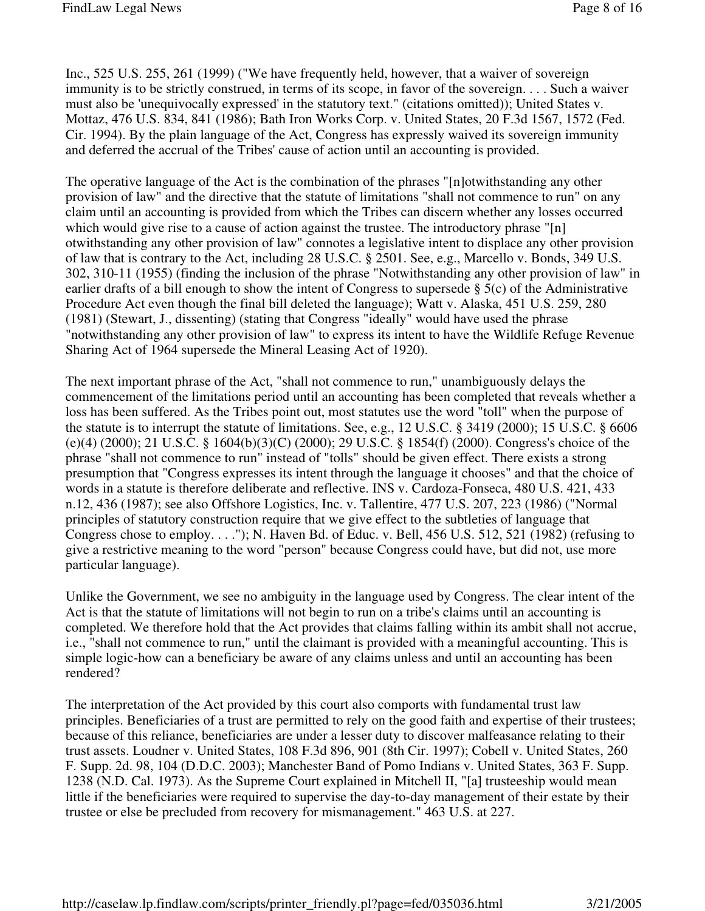Inc., 525 U.S. 255, 261 (1999) ("We have frequently held, however, that a waiver of sovereign immunity is to be strictly construed, in terms of its scope, in favor of the sovereign. . . . Such a waiver must also be 'unequivocally expressed' in the statutory text." (citations omitted)); United States v. Mottaz, 476 U.S. 834, 841 (1986); Bath Iron Works Corp. v. United States, 20 F.3d 1567, 1572 (Fed. Cir. 1994). By the plain language of the Act, Congress has expressly waived its sovereign immunity and deferred the accrual of the Tribes' cause of action until an accounting is provided.

The operative language of the Act is the combination of the phrases "[n]otwithstanding any other provision of law" and the directive that the statute of limitations "shall not commence to run" on any claim until an accounting is provided from which the Tribes can discern whether any losses occurred which would give rise to a cause of action against the trustee. The introductory phrase "[n] otwithstanding any other provision of law" connotes a legislative intent to displace any other provision of law that is contrary to the Act, including 28 U.S.C. § 2501. See, e.g., Marcello v. Bonds, 349 U.S. 302, 310-11 (1955) (finding the inclusion of the phrase "Notwithstanding any other provision of law" in earlier drafts of a bill enough to show the intent of Congress to supersede § 5(c) of the Administrative Procedure Act even though the final bill deleted the language); Watt v. Alaska, 451 U.S. 259, 280 (1981) (Stewart, J., dissenting) (stating that Congress "ideally" would have used the phrase "notwithstanding any other provision of law" to express its intent to have the Wildlife Refuge Revenue Sharing Act of 1964 supersede the Mineral Leasing Act of 1920).

The next important phrase of the Act, "shall not commence to run," unambiguously delays the commencement of the limitations period until an accounting has been completed that reveals whether a loss has been suffered. As the Tribes point out, most statutes use the word "toll" when the purpose of the statute is to interrupt the statute of limitations. See, e.g., 12 U.S.C. § 3419 (2000); 15 U.S.C. § 6606 (e)(4) (2000); 21 U.S.C. § 1604(b)(3)(C) (2000); 29 U.S.C. § 1854(f) (2000). Congress's choice of the phrase "shall not commence to run" instead of "tolls" should be given effect. There exists a strong presumption that "Congress expresses its intent through the language it chooses" and that the choice of words in a statute is therefore deliberate and reflective. INS v. Cardoza-Fonseca, 480 U.S. 421, 433 n.12, 436 (1987); see also Offshore Logistics, Inc. v. Tallentire, 477 U.S. 207, 223 (1986) ("Normal principles of statutory construction require that we give effect to the subtleties of language that Congress chose to employ. . . ."); N. Haven Bd. of Educ. v. Bell, 456 U.S. 512, 521 (1982) (refusing to give a restrictive meaning to the word "person" because Congress could have, but did not, use more particular language).

Unlike the Government, we see no ambiguity in the language used by Congress. The clear intent of the Act is that the statute of limitations will not begin to run on a tribe's claims until an accounting is completed. We therefore hold that the Act provides that claims falling within its ambit shall not accrue, i.e., "shall not commence to run," until the claimant is provided with a meaningful accounting. This is simple logic-how can a beneficiary be aware of any claims unless and until an accounting has been rendered?

The interpretation of the Act provided by this court also comports with fundamental trust law principles. Beneficiaries of a trust are permitted to rely on the good faith and expertise of their trustees; because of this reliance, beneficiaries are under a lesser duty to discover malfeasance relating to their trust assets. Loudner v. United States, 108 F.3d 896, 901 (8th Cir. 1997); Cobell v. United States, 260 F. Supp. 2d. 98, 104 (D.D.C. 2003); Manchester Band of Pomo Indians v. United States, 363 F. Supp. 1238 (N.D. Cal. 1973). As the Supreme Court explained in Mitchell II, "[a] trusteeship would mean little if the beneficiaries were required to supervise the day-to-day management of their estate by their trustee or else be precluded from recovery for mismanagement." 463 U.S. at 227.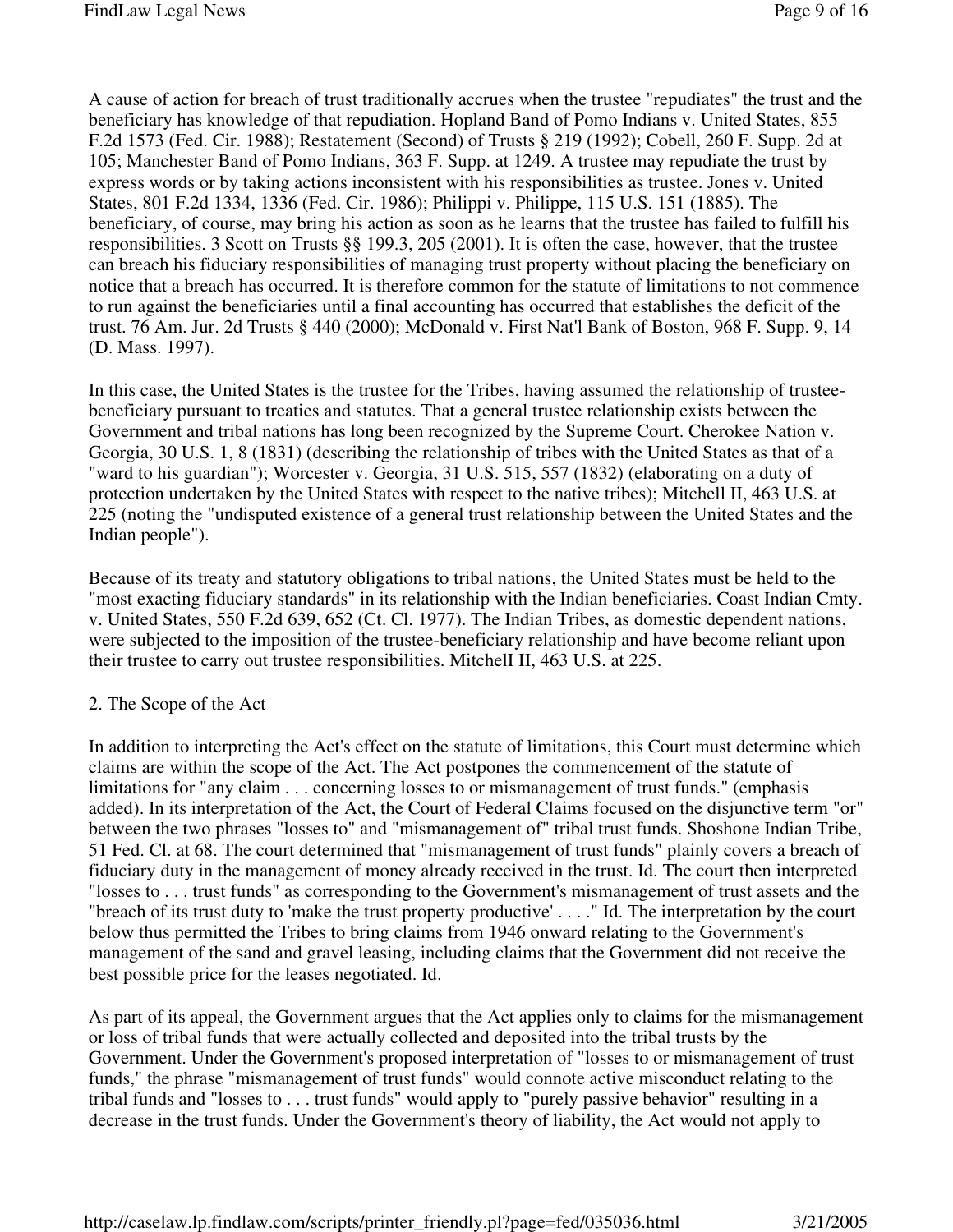A cause of action for breach of trust traditionally accrues when the trustee "repudiates" the trust and the beneficiary has knowledge of that repudiation. Hopland Band of Pomo Indians v. United States, 855 F.2d 1573 (Fed. Cir. 1988); Restatement (Second) of Trusts § 219 (1992); Cobell, 260 F. Supp. 2d at 105; Manchester Band of Pomo Indians, 363 F. Supp. at 1249. A trustee may repudiate the trust by express words or by taking actions inconsistent with his responsibilities as trustee. Jones v. United States, 801 F.2d 1334, 1336 (Fed. Cir. 1986); Philippi v. Philippe, 115 U.S. 151 (1885). The beneficiary, of course, may bring his action as soon as he learns that the trustee has failed to fulfill his responsibilities. 3 Scott on Trusts §§ 199.3, 205 (2001). It is often the case, however, that the trustee can breach his fiduciary responsibilities of managing trust property without placing the beneficiary on notice that a breach has occurred. It is therefore common for the statute of limitations to not commence to run against the beneficiaries until a final accounting has occurred that establishes the deficit of the trust. 76 Am. Jur. 2d Trusts § 440 (2000); McDonald v. First Nat'l Bank of Boston, 968 F. Supp. 9, 14 (D. Mass. 1997).

In this case, the United States is the trustee for the Tribes, having assumed the relationship of trustee-beneficiary pursuant to treaties and statutes. That a general trustee relationship exists between the Government and tribal nations has long been recognized by the Supreme Court. Cherokee Nation v. Georgia, 30 U.S. 1, 8 (1831) (describing the relationship of tribes with the United States as that of a "ward to his guardian"); Worcester v. Georgia, 31 U.S. 515, 557 (1832) (elaborating on a duty of protection undertaken by the United States with respect to the native tribes); Mitchell II, 463 U.S. at 225 (noting the "undisputed existence of a general trust relationship between the United States and the Indian people").

Because of its treaty and statutory obligations to tribal nations, the United States must be held to the "most exacting fiduciary standards" in its relationship with the Indian beneficiaries. Coast Indian Cmty. v. United States, 550 F.2d 639, 652 (Ct. Cl. 1977). The Indian Tribes, as domestic dependent nations, were subjected to the imposition of the trustee-beneficiary relationship and have become reliant upon their trustee to carry out trustee responsibilities. Mitchell II, 463 U.S. at 225.

2. The Scope of the Act

In addition to interpreting the Act's effect on the statute of limitations, this Court must determine which claims are within the scope of the Act. The Act postpones the commencement of the statute of limitations for "any claim . . . concerning losses to or mismanagement of trust funds." (emphasis added). In its interpretation of the Act, the Court of Federal Claims focused on the disjunctive term "or" between the two phrases "losses to" and "mismanagement of" tribal trust funds. Shoshone Indian Tribe, 51 Fed. Cl. at 68. The court determined that "mismanagement of trust funds" plainly covers a breach of fiduciary duty in the management of money already received in the trust. Id. The court then interpreted "losses to . . . trust funds" as corresponding to the Government's mismanagement of trust assets and the "breach of its trust duty to 'make the trust property productive' . . . ." Id. The interpretation by the court below thus permitted the Tribes to bring claims from 1946 onward relating to the Government's management of the sand and gravel leasing, including claims that the Government did not receive the best possible price for the leases negotiated. Id.

As part of its appeal, the Government argues that the Act applies only to claims for the mismanagement or loss of tribal funds that were actually collected and deposited into the tribal trusts by the Government. Under the Government's proposed interpretation of "losses to or mismanagement of trust funds," the phrase "mismanagement of trust funds" would connote active misconduct relating to the tribal funds and "losses to . . . trust funds" would apply to "purely passive behavior" resulting in a decrease in the trust funds. Under the Government's theory of liability, the Act would not apply to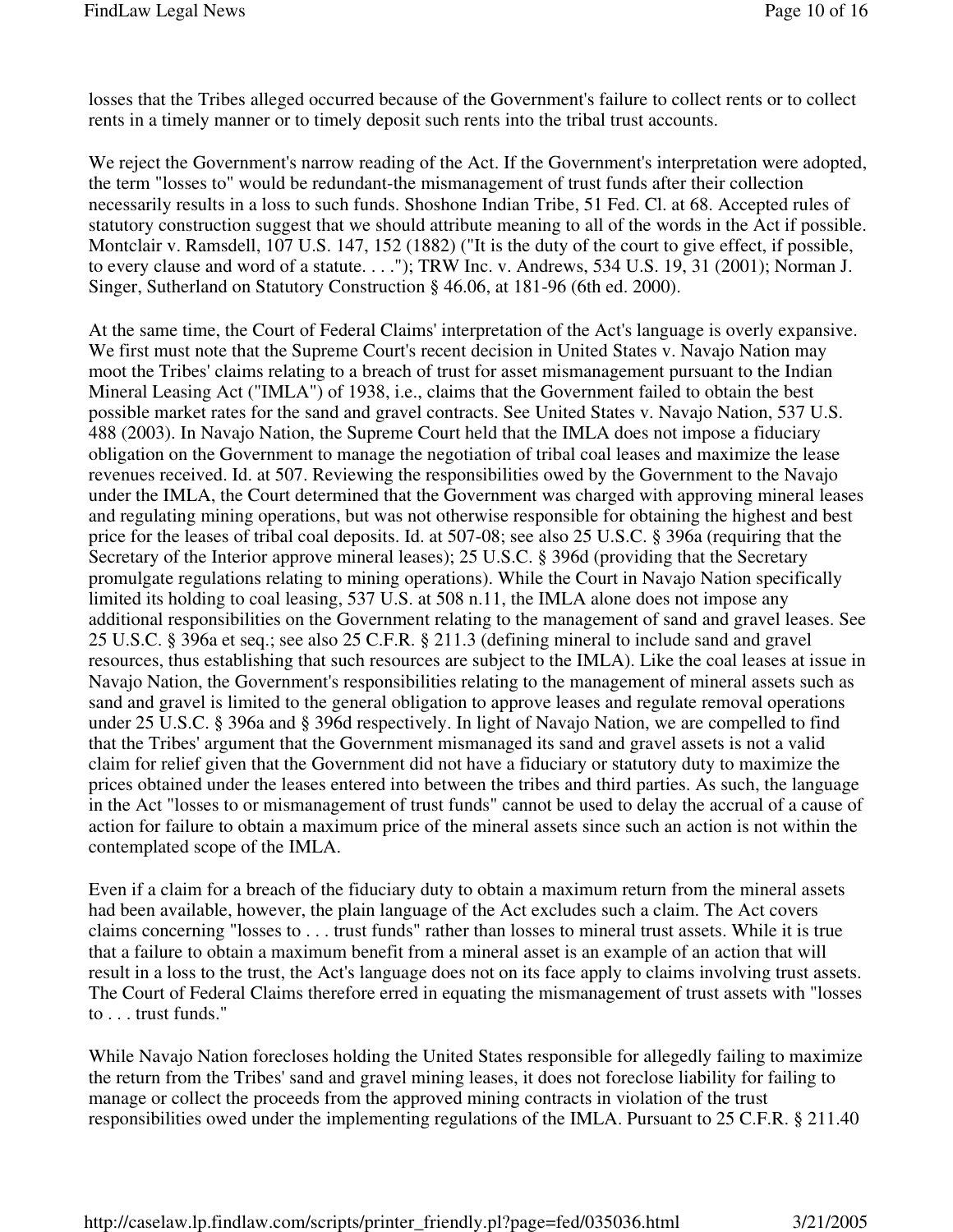losses that the Tribes alleged occurred because of the Government's failure to collect rents or to collect rents in a timely manner or to timely deposit such rents into the tribal trust accounts.

We reject the Government's narrow reading of the Act. If the Government's interpretation were adopted, the term "losses to" would be redundant-the mismanagement of trust funds after their collection necessarily results in a loss to such funds. Shoshone Indian Tribe, 51 Fed. Cl. at 68. Accepted rules of statutory construction suggest that we should attribute meaning to all of the words in the Act if possible. Montclair v. Ramsdell, 107 U.S. 147, 152 (1882) ("It is the duty of the court to give effect, if possible, to every clause and word of a statute. . . ."); TRW Inc. v. Andrews, 534 U.S. 19, 31 (2001); Norman J. Singer, Sutherland on Statutory Construction § 46.06, at 181-96 (6th ed. 2000).

At the same time, the Court of Federal Claims' interpretation of the Act's language is overly expansive. We first must note that the Supreme Court's recent decision in United States v. Navajo Nation may moot the Tribes' claims relating to a breach of trust for asset mismanagement pursuant to the Indian Mineral Leasing Act ("IMLA") of 1938, i.e., claims that the Government failed to obtain the best possible market rates for the sand and gravel contracts. See United States v. Navajo Nation, 537 U.S. 488 (2003). In Navajo Nation, the Supreme Court held that the IMLA does not impose a fiduciary obligation on the Government to manage the negotiation of tribal coal leases and maximize the lease revenues received. Id. at 507. Reviewing the responsibilities owed by the Government to the Navajo under the IMLA, the Court determined that the Government was charged with approving mineral leases and regulating mining operations, but was not otherwise responsible for obtaining the highest and best price for the leases of tribal coal deposits. Id. at 507-08; see also 25 U.S.C. § 396a (requiring that the Secretary of the Interior approve mineral leases); 25 U.S.C. § 396d (providing that the Secretary promulgate regulations relating to mining operations). While the Court in Navajo Nation specifically limited its holding to coal leasing, 537 U.S. at 508 n.11, the IMLA alone does not impose any additional responsibilities on the Government relating to the management of sand and gravel leases. See 25 U.S.C. § 396a et seq.; see also 25 C.F.R. § 211.3 (defining mineral to include sand and gravel resources, thus establishing that such resources are subject to the IMLA). Like the coal leases at issue in Navajo Nation, the Government's responsibilities relating to the management of mineral assets such as sand and gravel is limited to the general obligation to approve leases and regulate removal operations under 25 U.S.C. § 396a and § 396d respectively. In light of Navajo Nation, we are compelled to find that the Tribes' argument that the Government mismanaged its sand and gravel assets is not a valid claim for relief given that the Government did not have a fiduciary or statutory duty to maximize the prices obtained under the leases entered into between the tribes and third parties. As such, the language in the Act "losses to or mismanagement of trust funds" cannot be used to delay the accrual of a cause of action for failure to obtain a maximum price of the mineral assets since such an action is not within the contemplated scope of the IMLA.

Even if a claim for a breach of the fiduciary duty to obtain a maximum return from the mineral assets had been available, however, the plain language of the Act excludes such a claim. The Act covers claims concerning "losses to . . . trust funds" rather than losses to mineral trust assets. While it is true that a failure to obtain a maximum benefit from a mineral asset is an example of an action that will result in a loss to the trust, the Act's language does not on its face apply to claims involving trust assets. The Court of Federal Claims therefore erred in equating the mismanagement of trust assets with "losses to . . . trust funds."

While Navajo Nation forecloses holding the United States responsible for allegedly failing to maximize the return from the Tribes' sand and gravel mining leases, it does not foreclose liability for failing to manage or collect the proceeds from the approved mining contracts in violation of the trust responsibilities owed under the implementing regulations of the IMLA. Pursuant to 25 C.F.R. § 211.40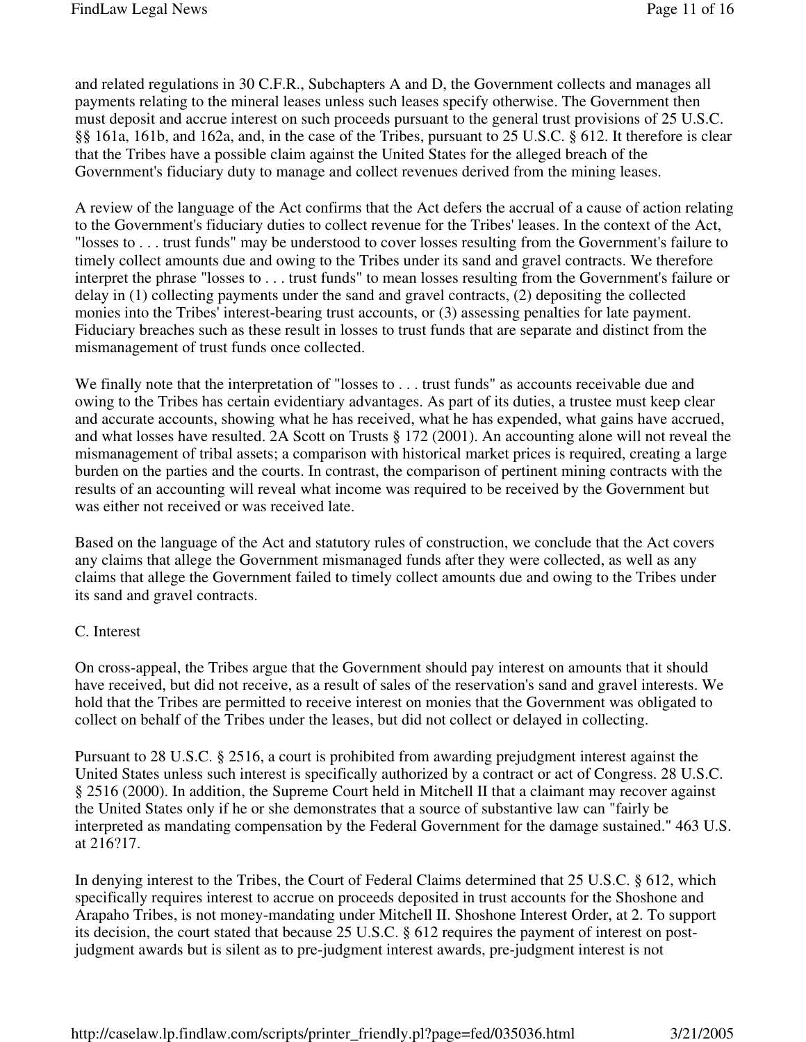and related regulations in 30 C.F.R., Subchapters A and D, the Government collects and manages all payments relating to the mineral leases unless such leases specify otherwise. The Government then must deposit and accrue interest on such proceeds pursuant to the general trust provisions of 25 U.S.C. §§ 161a, 161b, and 162a, and, in the case of the Tribes, pursuant to 25 U.S.C. § 612. It therefore is clear that the Tribes have a possible claim against the United States for the alleged breach of the Government's fiduciary duty to manage and collect revenues derived from the mining leases.

A review of the language of the Act confirms that the Act defers the accrual of a cause of action relating to the Government's fiduciary duties to collect revenue for the Tribes' leases. In the context of the Act, "losses to . . . trust funds" may be understood to cover losses resulting from the Government's failure to timely collect amounts due and owing to the Tribes under its sand and gravel contracts. We therefore interpret the phrase "losses to . . . trust funds" to mean losses resulting from the Government's failure or delay in (1) collecting payments under the sand and gravel contracts, (2) depositing the collected monies into the Tribes' interest-bearing trust accounts, or (3) assessing penalties for late payment. Fiduciary breaches such as these result in losses to trust funds that are separate and distinct from the mismanagement of trust funds once collected.

We finally note that the interpretation of "losses to . . . trust funds" as accounts receivable due and owing to the Tribes has certain evidentiary advantages. As part of its duties, a trustee must keep clear and accurate accounts, showing what he has received, what he has expended, what gains have accrued, and what losses have resulted. 2A Scott on Trusts § 172 (2001). An accounting alone will not reveal the mismanagement of tribal assets; a comparison with historical market prices is required, creating a large burden on the parties and the courts. In contrast, the comparison of pertinent mining contracts with the results of an accounting will reveal what income was required to be received by the Government but was either not received or was received late.

Based on the language of the Act and statutory rules of construction, we conclude that the Act covers any claims that allege the Government mismanaged funds after they were collected, as well as any claims that allege the Government failed to timely collect amounts due and owing to the Tribes under its sand and gravel contracts.

C. Interest

On cross-appeal, the Tribes argue that the Government should pay interest on amounts that it should have received, but did not receive, as a result of sales of the reservation's sand and gravel interests. We hold that the Tribes are permitted to receive interest on monies that the Government was obligated to collect on behalf of the Tribes under the leases, but did not collect or delayed in collecting.

Pursuant to 28 U.S.C. § 2516, a court is prohibited from awarding prejudgment interest against the United States unless such interest is specifically authorized by a contract or act of Congress. 28 U.S.C. § 2516 (2000). In addition, the Supreme Court held in Mitchell II that a claimant may recover against the United States only if he or she demonstrates that a source of substantive law can "fairly be interpreted as mandating compensation by the Federal Government for the damage sustained." 463 U.S. at 216?17.

In denying interest to the Tribes, the Court of Federal Claims determined that 25 U.S.C. § 612, which specifically requires interest to accrue on proceeds deposited in trust accounts for the Shoshone and Arapaho Tribes, is not money-mandating under Mitchell II. Shoshone Interest Order, at 2. To support its decision, the court stated that because 25 U.S.C. § 612 requires the payment of interest on post-judgment awards but is silent as to pre-judgment interest awards, pre-judgment interest is not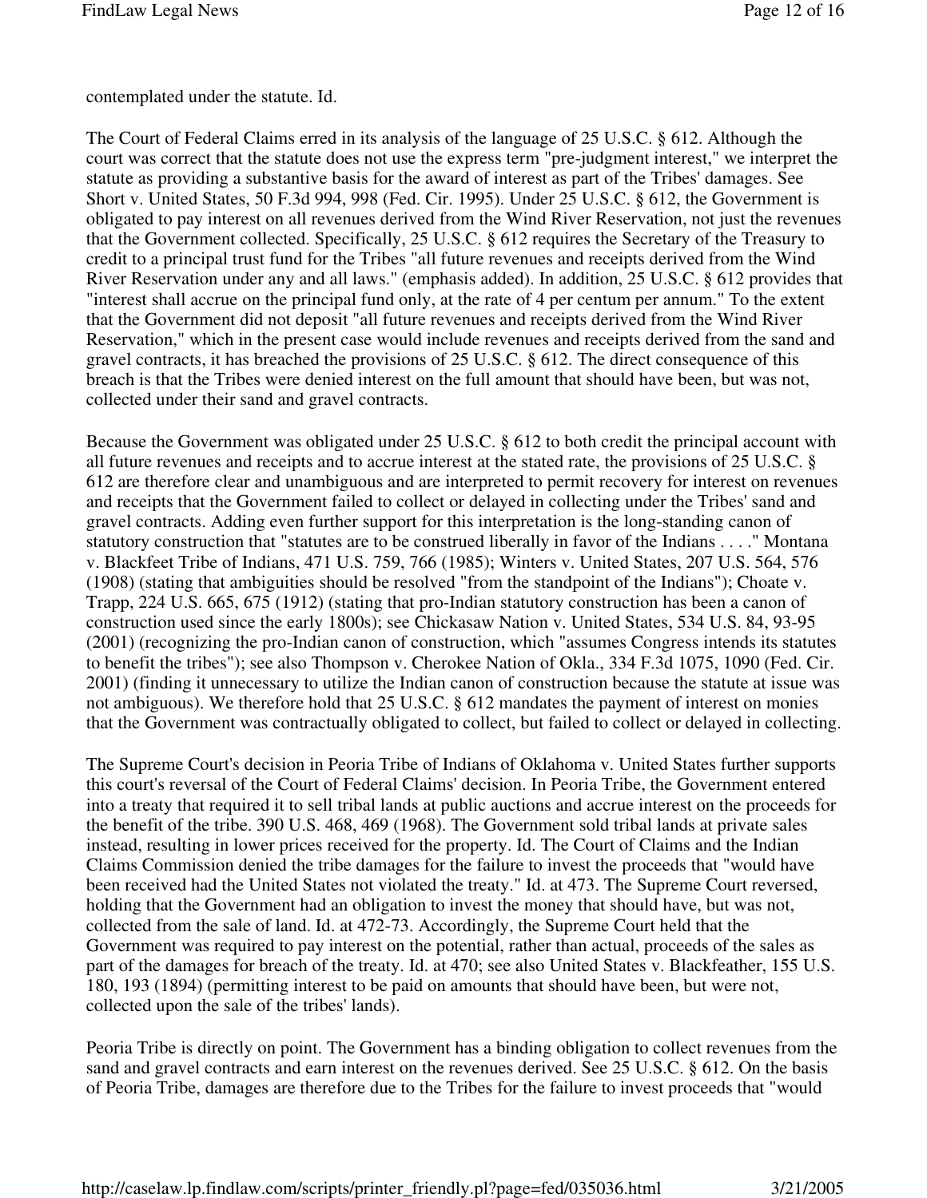contemplated under the statute. Id.

The Court of Federal Claims erred in its analysis of the language of 25 U.S.C. § 612. Although the court was correct that the statute does not use the express term "pre-judgment interest," we interpret the statute as providing a substantive basis for the award of interest as part of the Tribes' damages. See Short v. United States, 50 F.3d 994, 998 (Fed. Cir. 1995). Under 25 U.S.C. § 612, the Government is obligated to pay interest on all revenues derived from the Wind River Reservation, not just the revenues that the Government collected. Specifically, 25 U.S.C. § 612 requires the Secretary of the Treasury to credit to a principal trust fund for the Tribes "all future revenues and receipts derived from the Wind River Reservation under any and all laws." (emphasis added). In addition, 25 U.S.C. § 612 provides that "interest shall accrue on the principal fund only, at the rate of 4 per centum per annum." To the extent that the Government did not deposit "all future revenues and receipts derived from the Wind River Reservation," which in the present case would include revenues and receipts derived from the sand and gravel contracts, it has breached the provisions of 25 U.S.C. § 612. The direct consequence of this breach is that the Tribes were denied interest on the full amount that should have been, but was not, collected under their sand and gravel contracts.

Because the Government was obligated under 25 U.S.C. § 612 to both credit the principal account with all future revenues and receipts and to accrue interest at the stated rate, the provisions of 25 U.S.C. § 612 are therefore clear and unambiguous and are interpreted to permit recovery for interest on revenues and receipts that the Government failed to collect or delayed in collecting under the Tribes' sand and gravel contracts. Adding even further support for this interpretation is the long-standing canon of statutory construction that "statutes are to be construed liberally in favor of the Indians . . . ." Montana v. Blackfeet Tribe of Indians, 471 U.S. 759, 766 (1985); Winters v. United States, 207 U.S. 564, 576 (1908) (stating that ambiguities should be resolved "from the standpoint of the Indians"); Choate v. Trapp, 224 U.S. 665, 675 (1912) (stating that pro-Indian statutory construction has been a canon of construction used since the early 1800s); see Chickasaw Nation v. United States, 534 U.S. 84, 93-95 (2001) (recognizing the pro-Indian canon of construction, which "assumes Congress intends its statutes to benefit the tribes"); see also Thompson v. Cherokee Nation of Okla., 334 F.3d 1075, 1090 (Fed. Cir. 2001) (finding it unnecessary to utilize the Indian canon of construction because the statute at issue was not ambiguous). We therefore hold that 25 U.S.C. § 612 mandates the payment of interest on monies that the Government was contractually obligated to collect, but failed to collect or delayed in collecting.

The Supreme Court's decision in Peoria Tribe of Indians of Oklahoma v. United States further supports this court's reversal of the Court of Federal Claims' decision. In Peoria Tribe, the Government entered into a treaty that required it to sell tribal lands at public auctions and accrue interest on the proceeds for the benefit of the tribe. 390 U.S. 468, 469 (1968). The Government sold tribal lands at private sales instead, resulting in lower prices received for the property. Id. The Court of Claims and the Indian Claims Commission denied the tribe damages for the failure to invest the proceeds that "would have been received had the United States not violated the treaty." Id. at 473. The Supreme Court reversed, holding that the Government had an obligation to invest the money that should have, but was not, collected from the sale of land. Id. at 472-73. Accordingly, the Supreme Court held that the Government was required to pay interest on the potential, rather than actual, proceeds of the sales as part of the damages for breach of the treaty. Id. at 470; see also United States v. Blackfeather, 155 U.S. 180, 193 (1894) (permitting interest to be paid on amounts that should have been, but were not, collected upon the sale of the tribes' lands).

Peoria Tribe is directly on point. The Government has a binding obligation to collect revenues from the sand and gravel contracts and earn interest on the revenues derived. See 25 U.S.C. § 612. On the basis of Peoria Tribe, damages are therefore due to the Tribes for the failure to invest proceeds that "would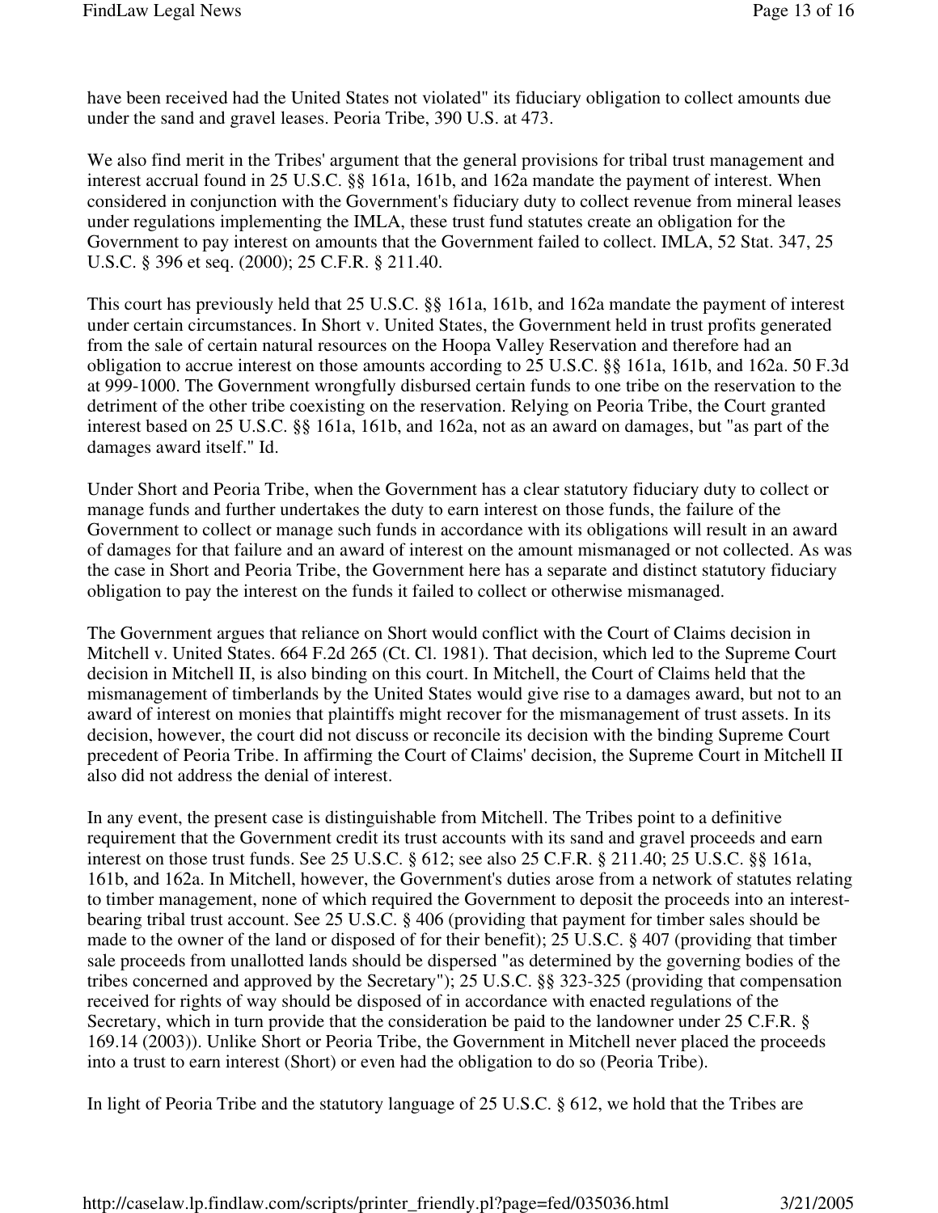have been received had the United States not violated" its fiduciary obligation to collect amounts due under the sand and gravel leases. Peoria Tribe, 390 U.S. at 473.

We also find merit in the Tribes' argument that the general provisions for tribal trust management and interest accrual found in 25 U.S.C. §§ 161a, 161b, and 162a mandate the payment of interest. When considered in conjunction with the Government's fiduciary duty to collect revenue from mineral leases under regulations implementing the IMLA, these trust fund statutes create an obligation for the Government to pay interest on amounts that the Government failed to collect. IMLA, 52 Stat. 347, 25 U.S.C. § 396 et seq. (2000); 25 C.F.R. § 211.40.

This court has previously held that 25 U.S.C. §§ 161a, 161b, and 162a mandate the payment of interest under certain circumstances. In Short v. United States, the Government held in trust profits generated from the sale of certain natural resources on the Hoopa Valley Reservation and therefore had an obligation to accrue interest on those amounts according to 25 U.S.C. §§ 161a, 161b, and 162a. 50 F.3d at 999-1000. The Government wrongfully disbursed certain funds to one tribe on the reservation to the detriment of the other tribe coexisting on the reservation. Relying on Peoria Tribe, the Court granted interest based on 25 U.S.C. §§ 161a, 161b, and 162a, not as an award on damages, but "as part of the damages award itself." Id.

Under Short and Peoria Tribe, when the Government has a clear statutory fiduciary duty to collect or manage funds and further undertakes the duty to earn interest on those funds, the failure of the Government to collect or manage such funds in accordance with its obligations will result in an award of damages for that failure and an award of interest on the amount mismanaged or not collected. As was the case in Short and Peoria Tribe, the Government here has a separate and distinct statutory fiduciary obligation to pay the interest on the funds it failed to collect or otherwise mismanaged.

The Government argues that reliance on Short would conflict with the Court of Claims decision in Mitchell v. United States. 664 F.2d 265 (Ct. Cl. 1981). That decision, which led to the Supreme Court decision in Mitchell II, is also binding on this court. In Mitchell, the Court of Claims held that the mismanagement of timberlands by the United States would give rise to a damages award, but not to an award of interest on monies that plaintiffs might recover for the mismanagement of trust assets. In its decision, however, the court did not discuss or reconcile its decision with the binding Supreme Court precedent of Peoria Tribe. In affirming the Court of Claims' decision, the Supreme Court in Mitchell II also did not address the denial of interest.

In any event, the present case is distinguishable from Mitchell. The Tribes point to a definitive requirement that the Government credit its trust accounts with its sand and gravel proceeds and earn interest on those trust funds. See 25 U.S.C. § 612; see also 25 C.F.R. § 211.40; 25 U.S.C. §§ 161a, 161b, and 162a. In Mitchell, however, the Government's duties arose from a network of statutes relating to timber management, none of which required the Government to deposit the proceeds into an interest-bearing tribal trust account. See 25 U.S.C. § 406 (providing that payment for timber sales should be made to the owner of the land or disposed of for their benefit); 25 U.S.C. § 407 (providing that timber sale proceeds from unallotted lands should be dispersed "as determined by the governing bodies of the tribes concerned and approved by the Secretary"); 25 U.S.C. §§ 323-325 (providing that compensation received for rights of way should be disposed of in accordance with enacted regulations of the Secretary, which in turn provide that the consideration be paid to the landowner under 25 C.F.R. § 169.14 (2003)). Unlike Short or Peoria Tribe, the Government in Mitchell never placed the proceeds into a trust to earn interest (Short) or even had the obligation to do so (Peoria Tribe).

In light of Peoria Tribe and the statutory language of 25 U.S.C. § 612, we hold that the Tribes are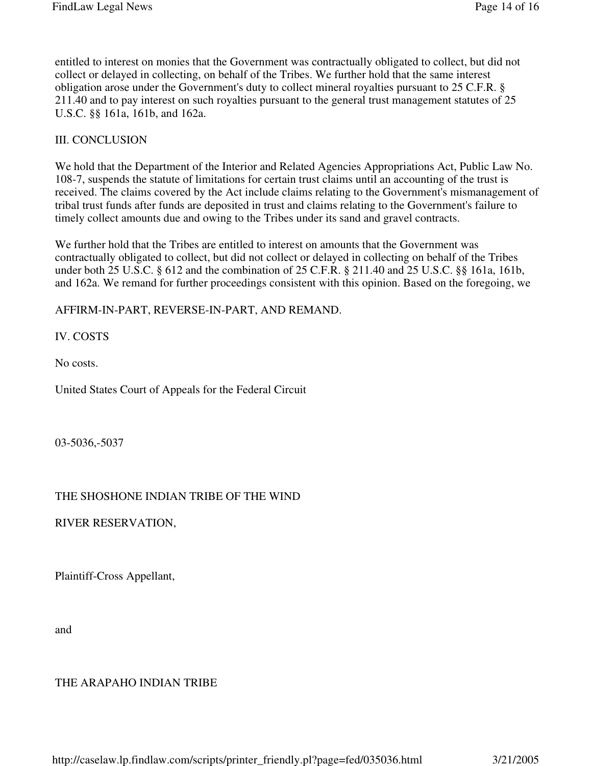entitled to interest on monies that the Government was contractually obligated to collect, but did not collect or delayed in collecting, on behalf of the Tribes. We further hold that the same interest obligation arose under the Government's duty to collect mineral royalties pursuant to 25 C.F.R. § 211.40 and to pay interest on such royalties pursuant to the general trust management statutes of 25 U.S.C. §§ 161a, 161b, and 162a.

## III. CONCLUSION

We hold that the Department of the Interior and Related Agencies Appropriations Act, Public Law No. 108-7, suspends the statute of limitations for certain trust claims until an accounting of the trust is received. The claims covered by the Act include claims relating to the Government's mismanagement of tribal trust funds after funds are deposited in trust and claims relating to the Government's failure to timely collect amounts due and owing to the Tribes under its sand and gravel contracts.

We further hold that the Tribes are entitled to interest on amounts that the Government was contractually obligated to collect, but did not collect or delayed in collecting on behalf of the Tribes under both 25 U.S.C. § 612 and the combination of 25 C.F.R. § 211.40 and 25 U.S.C. §§ 161a, 161b, and 162a. We remand for further proceedings consistent with this opinion. Based on the foregoing, we

AFFIRM-IN-PART, REVERSE-IN-PART, AND REMAND.

## IV. COSTS

No costs.

United States Court of Appeals for the Federal Circuit

03-5036,-5037

THE SHOSHONE INDIAN TRIBE OF THE WIND

RIVER RESERVATION,

Plaintiff-Cross Appellant,

and

THE ARAPAHO INDIAN TRIBE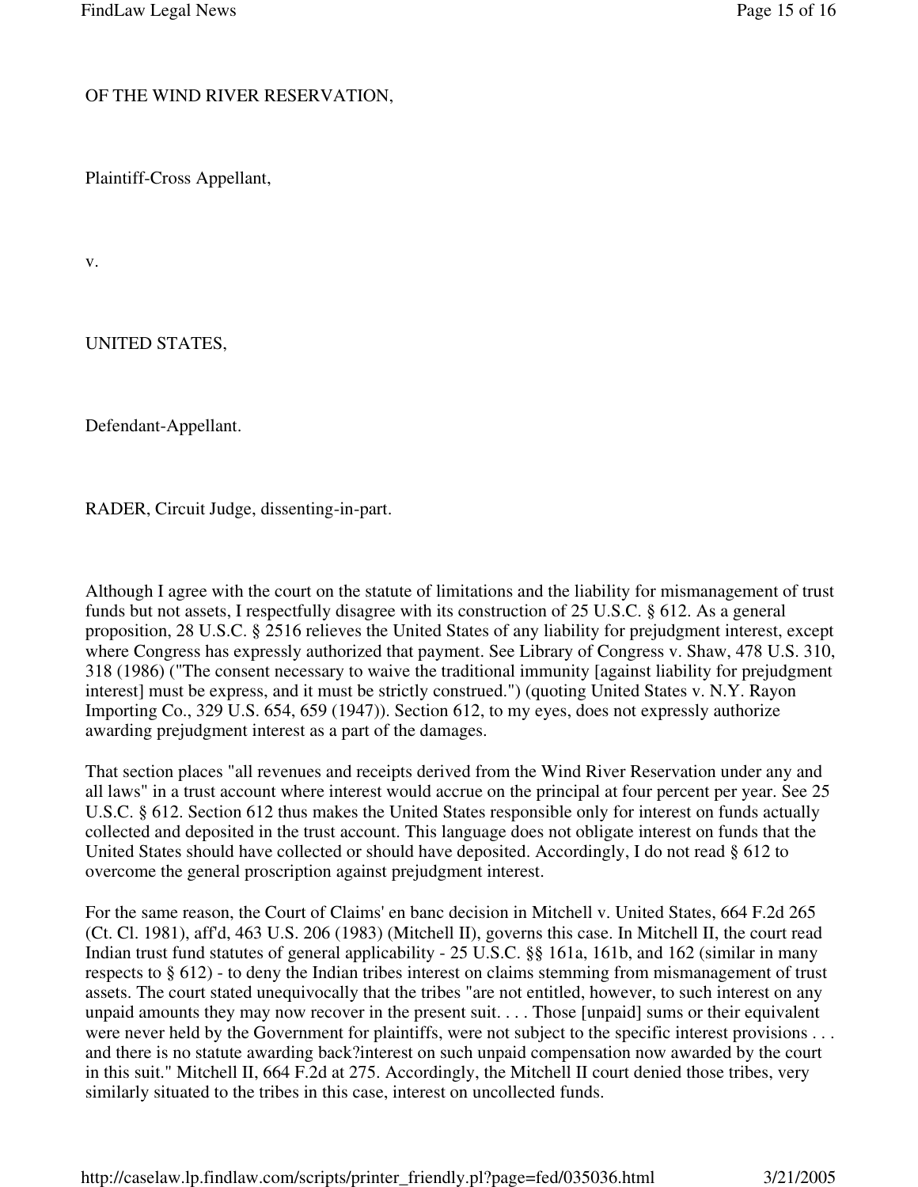OF THE WIND RIVER RESERVATION,

Plaintiff-Cross Appellant,

v.

UNITED STATES,

Defendant-Appellant.

RADER, Circuit Judge, dissenting-in-part.

Although I agree with the court on the statute of limitations and the liability for mismanagement of trust funds but not assets, I respectfully disagree with its construction of 25 U.S.C. § 612. As a general proposition, 28 U.S.C. § 2516 relieves the United States of any liability for prejudgment interest, except where Congress has expressly authorized that payment. See Library of Congress v. Shaw, 478 U.S. 310, 318 (1986) ("The consent necessary to waive the traditional immunity [against liability for prejudgment interest] must be express, and it must be strictly construed.") (quoting United States v. N.Y. Rayon Importing Co., 329 U.S. 654, 659 (1947)). Section 612, to my eyes, does not expressly authorize awarding prejudgment interest as a part of the damages.

That section places "all revenues and receipts derived from the Wind River Reservation under any and all laws" in a trust account where interest would accrue on the principal at four percent per year. See 25 U.S.C. § 612. Section 612 thus makes the United States responsible only for interest on funds actually collected and deposited in the trust account. This language does not obligate interest on funds that the United States should have collected or should have deposited. Accordingly, I do not read § 612 to overcome the general proscription against prejudgment interest.

For the same reason, the Court of Claims' en banc decision in Mitchell v. United States, 664 F.2d 265 (Ct. Cl. 1981), aff'd, 463 U.S. 206 (1983) (Mitchell II), governs this case. In Mitchell II, the court read Indian trust fund statutes of general applicability - 25 U.S.C. §§ 161a, 161b, and 162 (similar in many respects to § 612) - to deny the Indian tribes interest on claims stemming from mismanagement of trust assets. The court stated unequivocally that the tribes "are not entitled, however, to such interest on any unpaid amounts they may now recover in the present suit. . . . Those [unpaid] sums or their equivalent were never held by the Government for plaintiffs, were not subject to the specific interest provisions . . . and there is no statute awarding back?interest on such unpaid compensation now awarded by the court in this suit." Mitchell II, 664 F.2d at 275. Accordingly, the Mitchell II court denied those tribes, very similarly situated to the tribes in this case, interest on uncollected funds.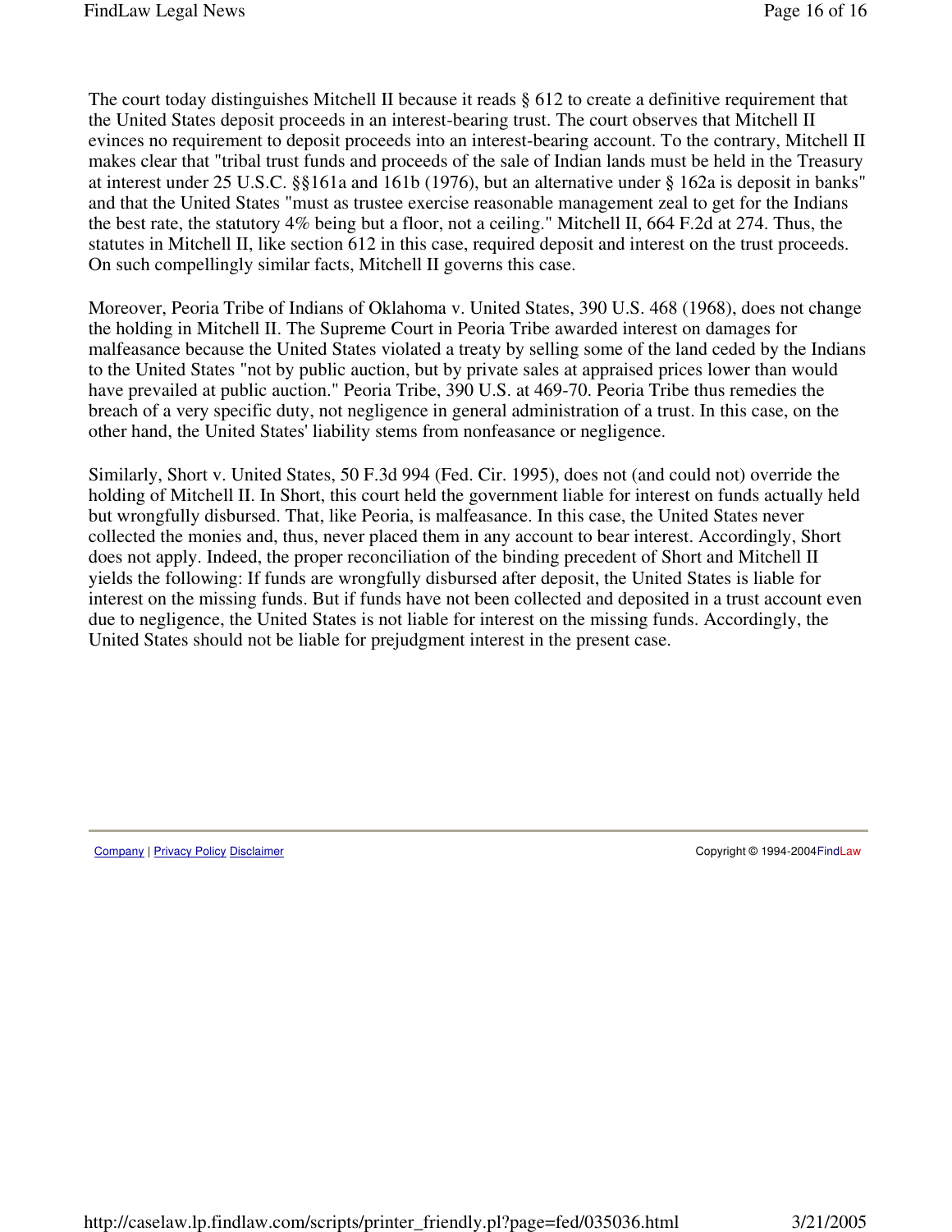The court today distinguishes Mitchell II because it reads § 612 to create a definitive requirement that the United States deposit proceeds in an interest-bearing trust. The court observes that Mitchell II evinces no requirement to deposit proceeds into an interest-bearing account. To the contrary, Mitchell II makes clear that "tribal trust funds and proceeds of the sale of Indian lands must be held in the Treasury at interest under 25 U.S.C. §§161a and 161b (1976), but an alternative under § 162a is deposit in banks" and that the United States "must as trustee exercise reasonable management zeal to get for the Indians the best rate, the statutory 4% being but a floor, not a ceiling." Mitchell II, 664 F.2d at 274. Thus, the statutes in Mitchell II, like section 612 in this case, required deposit and interest on the trust proceeds. On such compellingly similar facts, Mitchell II governs this case.

Moreover, Peoria Tribe of Indians of Oklahoma v. United States, 390 U.S. 468 (1968), does not change the holding in Mitchell II. The Supreme Court in Peoria Tribe awarded interest on damages for malfeasance because the United States violated a treaty by selling some of the land ceded by the Indians to the United States "not by public auction, but by private sales at appraised prices lower than would have prevailed at public auction." Peoria Tribe, 390 U.S. at 469-70. Peoria Tribe thus remedies the breach of a very specific duty, not negligence in general administration of a trust. In this case, on the other hand, the United States' liability stems from nonfeasance or negligence.

Similarly, Short v. United States, 50 F.3d 994 (Fed. Cir. 1995), does not (and could not) override the holding of Mitchell II. In Short, this court held the government liable for interest on funds actually held but wrongfully disbursed. That, like Peoria, is malfeasance. In this case, the United States never collected the monies and, thus, never placed them in any account to bear interest. Accordingly, Short does not apply. Indeed, the proper reconciliation of the binding precedent of Short and Mitchell II yields the following: If funds are wrongfully disbursed after deposit, the United States is liable for interest on the missing funds. But if funds have not been collected and deposited in a trust account even due to negligence, the United States is not liable for interest on the missing funds. Accordingly, the United States should not be liable for prejudgment interest in the present case.